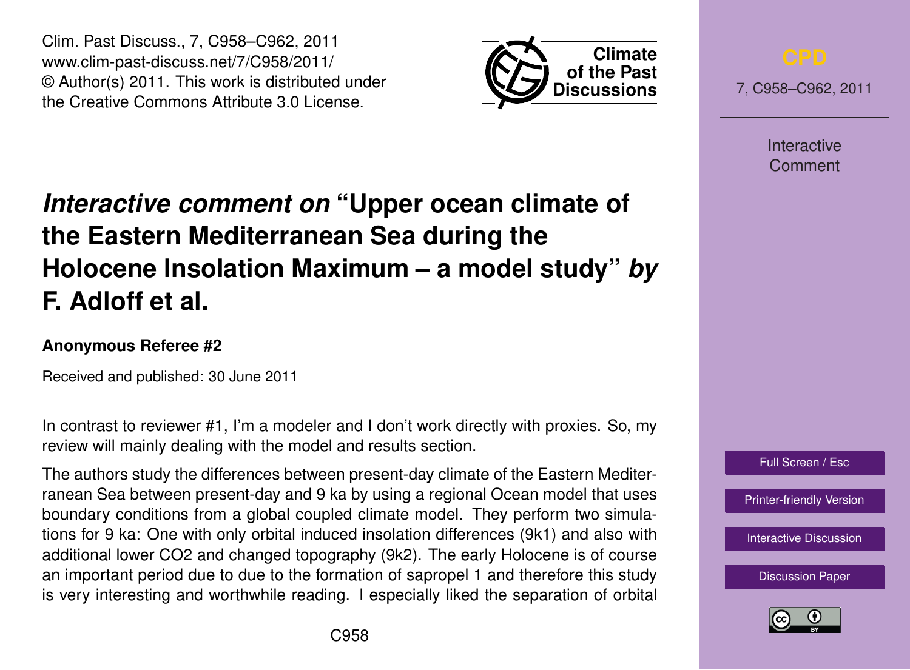# *Interactive comment on* "Upper ocean climate of the Eastern Mediterranean Sea during the Holocene Insolation Maximum – a model study" *by* F. Adloff et al.

**Anonymous Referee #2**

Received and published: 30 June 2011

In contrast to reviewer #1, I'm a modeler and I don't work directly with proxies. So, my review will mainly dealing with the model and results section.

The authors study the differences between present-day climate of the Eastern Mediterranean Sea between present-day and 9 ka by using a regional Ocean model that uses boundary conditions from a global coupled climate model. They perform two simulations for 9 ka: One with only orbital induced insolation differences (9k1) and also with additional lower CO2 and changed topography (9k2). The early Holocene is of course an important period due to due to the formation of sapropel 1 and therefore this study is very interesting and worthwhile reading. I especially liked the separation of orbital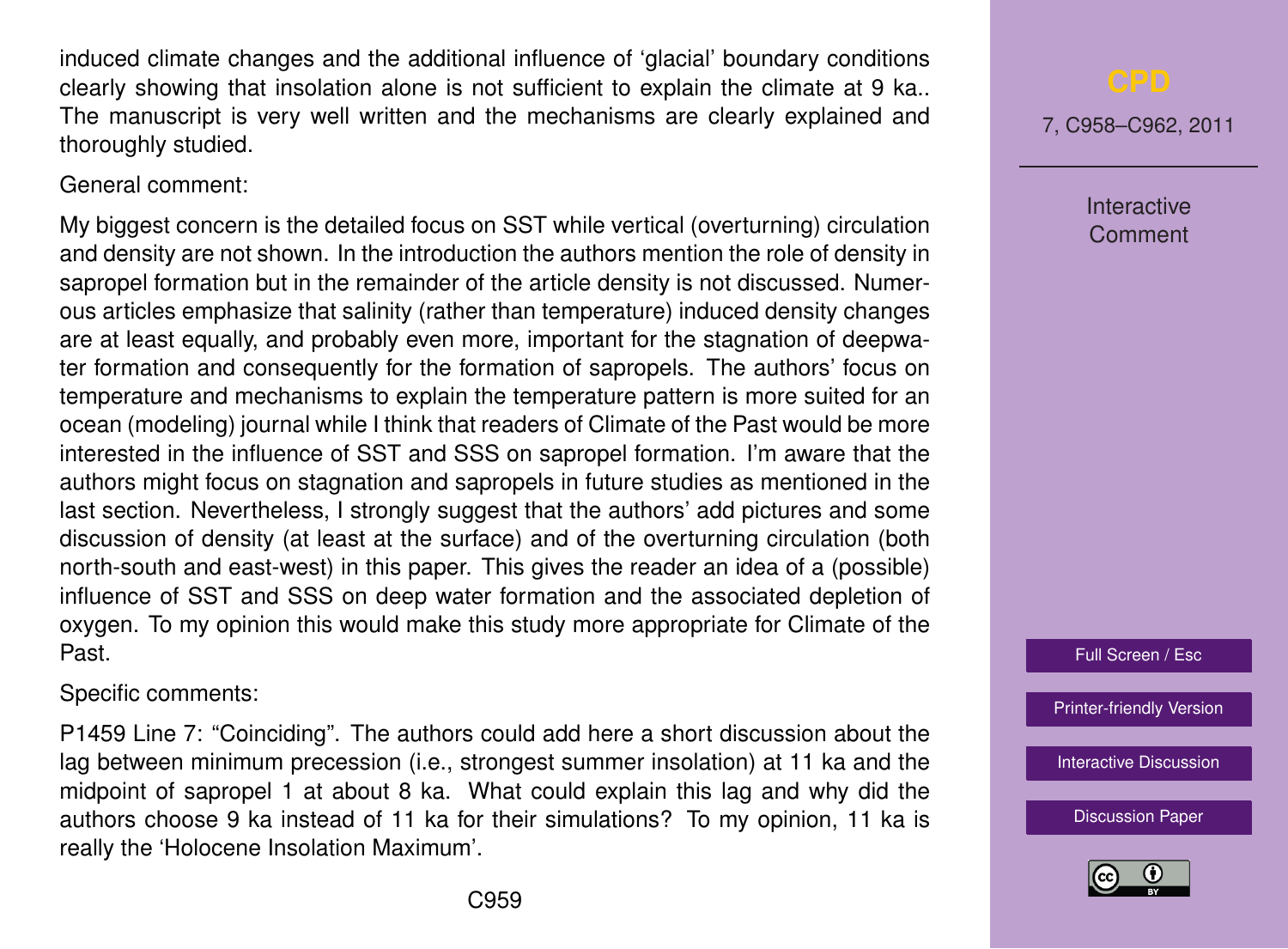induced climate changes and the additional influence of ‘glacial’ boundary conditions clearly showing that insolation alone is not sufficient to explain the climate at 9 ka.. The manuscript is very well written and the mechanisms are clearly explained and thoroughly studied.

General comment:

My biggest concern is the detailed focus on SST while vertical (overturning) circulation and density are not shown. In the introduction the authors mention the role of density in sapropel formation but in the remainder of the article density is not discussed. Numerous articles emphasize that salinity (rather than temperature) induced density changes are at least equally, and probably even more, important for the stagnation of deepwater formation and consequently for the formation of sapropels. The authors’ focus on temperature and mechanisms to explain the temperature pattern is more suited for an ocean (modeling) journal while I think that readers of Climate of the Past would be more interested in the influence of SST and SSS on sapropel formation. I’m aware that the authors might focus on stagnation and sapropels in future studies as mentioned in the last section. Nevertheless, I strongly suggest that the authors’ add pictures and some discussion of density (at least at the surface) and of the overturning circulation (both north-south and east-west) in this paper. This gives the reader an idea of a (possible) influence of SST and SSS on deep water formation and the associated depletion of oxygen. To my opinion this would make this study more appropriate for Climate of the Past.

Specific comments:

P1459 Line 7: “Coinciding”. The authors could add here a short discussion about the lag between minimum precession (i.e., strongest summer insolation) at 11 ka and the midpoint of sapropel 1 at about 8 ka. What could explain this lag and why did the authors choose 9 ka instead of 11 ka for their simulations? To my opinion, 11 ka is really the ‘Holocene Insolation Maximum’.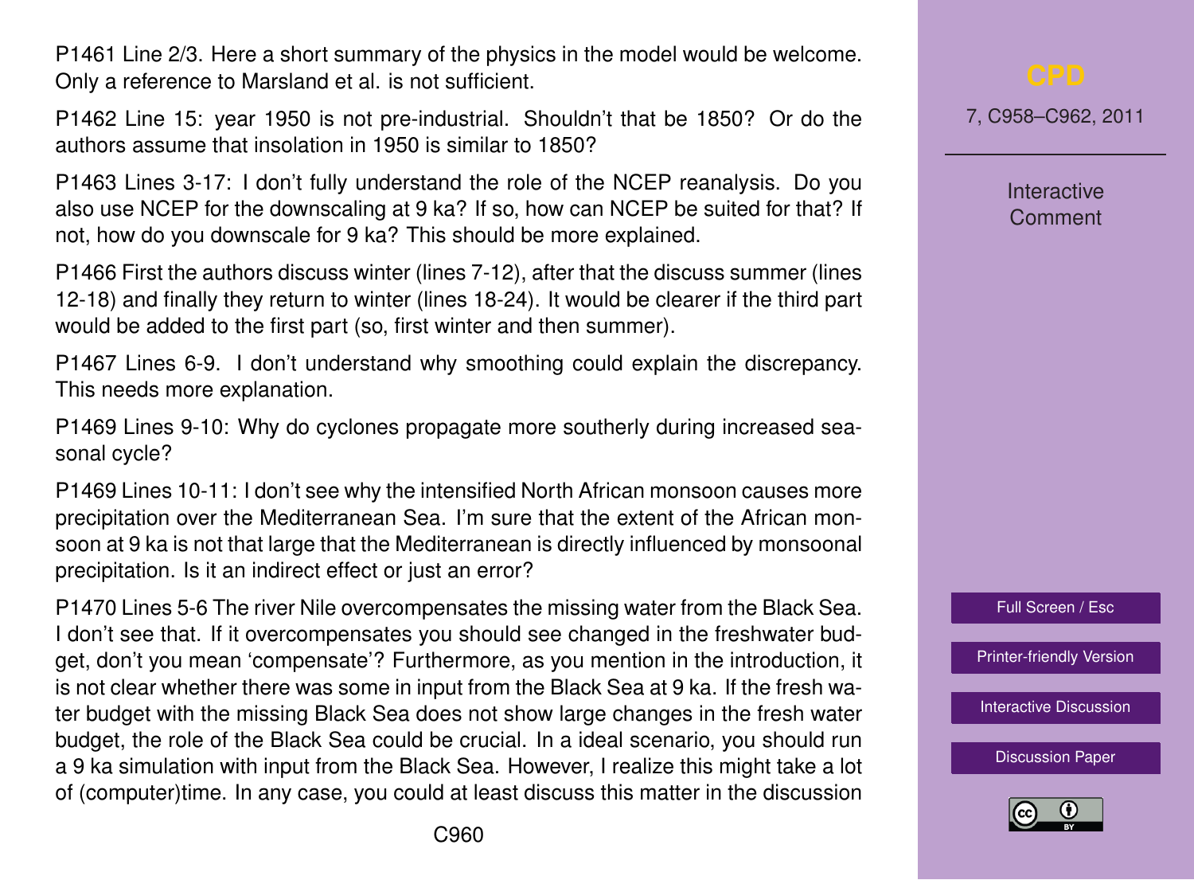P1461 Line 2/3. Here a short summary of the physics in the model would be welcome. Only a reference to Marsland et al. is not sufficient.

P1462 Line 15: year 1950 is not pre-industrial. Shouldn't that be 1850? Or do the authors assume that insolation in 1950 is similar to 1850?

P1463 Lines 3-17: I don't fully understand the role of the NCEP reanalysis. Do you also use NCEP for the downscaling at 9 ka? If so, how can NCEP be suited for that? If not, how do you downscale for 9 ka? This should be more explained.

P1466 First the authors discuss winter (lines 7-12), after that the discuss summer (lines 12-18) and finally they return to winter (lines 18-24). It would be clearer if the third part would be added to the first part (so, first winter and then summer).

P1467 Lines 6-9. I don't understand why smoothing could explain the discrepancy. This needs more explanation.

P1469 Lines 9-10: Why do cyclones propagate more southerly during increased seasonal cycle?

P1469 Lines 10-11: I don't see why the intensified North African monsoon causes more precipitation over the Mediterranean Sea. I'm sure that the extent of the African monsoon at 9 ka is not that large that the Mediterranean is directly influenced by monsoonal precipitation. Is it an indirect effect or just an error?

P1470 Lines 5-6 The river Nile overcompensates the missing water from the Black Sea. I don't see that. If it overcompensates you should see changed in the freshwater budget, don't you mean 'compensate'? Furthermore, as you mention in the introduction, it is not clear whether there was some in input from the Black Sea at 9 ka. If the fresh water budget with the missing Black Sea does not show large changes in the fresh water budget, the role of the Black Sea could be crucial. In a ideal scenario, you should run a 9 ka simulation with input from the Black Sea. However, I realize this might take a lot of (computer)time. In any case, you could at least discuss this matter in the discussion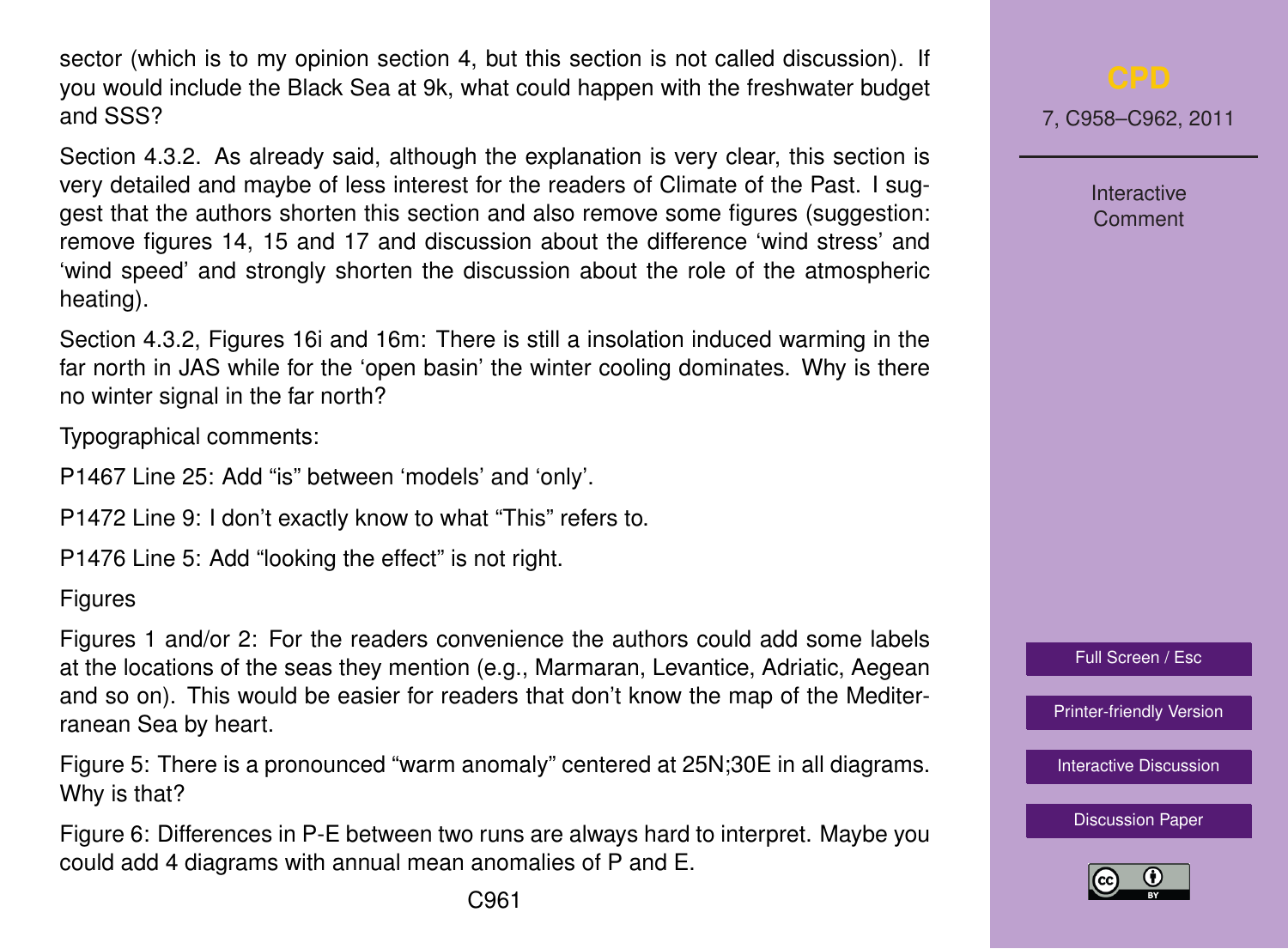sector (which is to my opinion section 4, but this section is not called discussion). If you would include the Black Sea at 9k, what could happen with the freshwater budget and SSS?

Section 4.3.2. As already said, although the explanation is very clear, this section is very detailed and maybe of less interest for the readers of Climate of the Past. I suggest that the authors shorten this section and also remove some figures (suggestion: remove figures 14, 15 and 17 and discussion about the difference 'wind stress' and 'wind speed' and strongly shorten the discussion about the role of the atmospheric heating).

Section 4.3.2, Figures 16i and 16m: There is still a insolation induced warming in the far north in JAS while for the 'open basin' the winter cooling dominates. Why is there no winter signal in the far north?

Typographical comments:

P1467 Line 25: Add "is" between 'models' and 'only'.

P1472 Line 9: I don't exactly know to what "This" refers to.

P1476 Line 5: Add "looking the effect" is not right.

Figures

Figures 1 and/or 2: For the readers convenience the authors could add some labels at the locations of the seas they mention (e.g., Marmaran, Levantice, Adriatic, Aegean and so on). This would be easier for readers that don't know the map of the Mediterranean Sea by heart.

Figure 5: There is a pronounced "warm anomaly" centered at 25N;30E in all diagrams. Why is that?

Figure 6: Differences in P-E between two runs are always hard to interpret. Maybe you could add 4 diagrams with annual mean anomalies of P and E.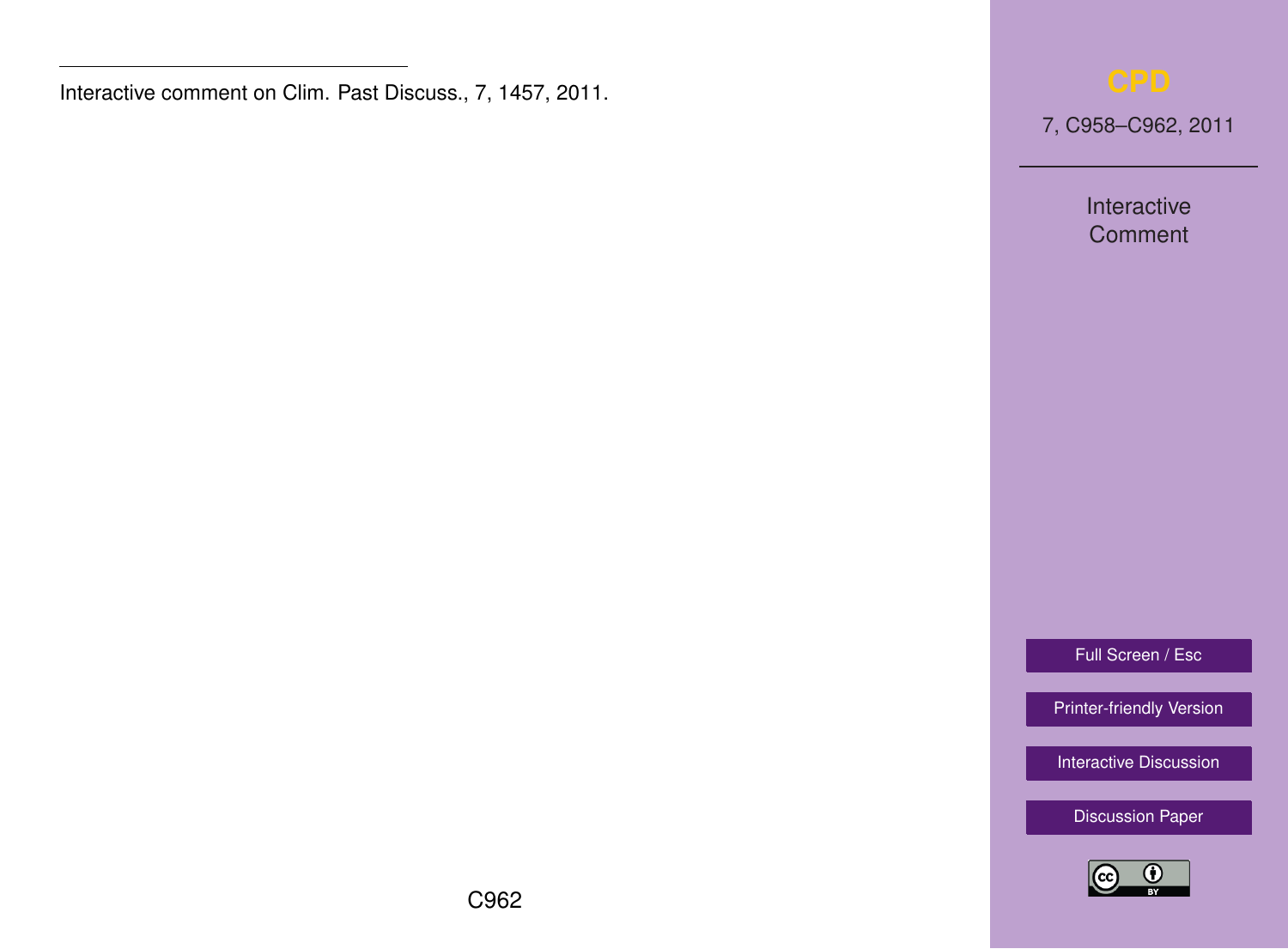Interactive comment on Clim. Past Discuss., 7, 1457, 2011.